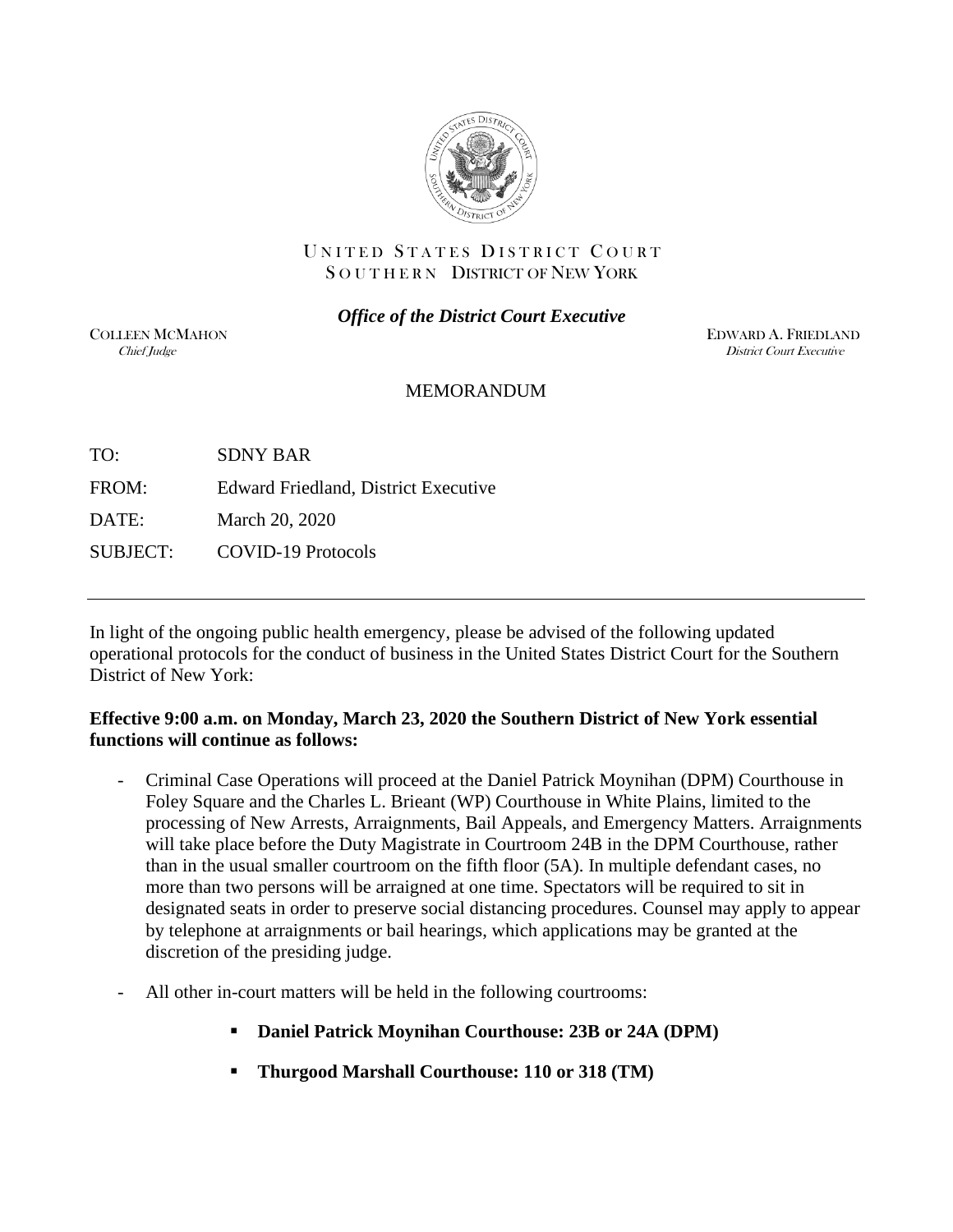# UNITED STATES DISTRICT COURT
## SOUTHERN DISTRICT OF NEW YORK

***Office of the District Court Executive***

COLLEEN MCMAHON
*Chief Judge*

EDWARD A. FRIEDLAND
*District Court Executive*

MEMORANDUM

TO: SDNY BAR

FROM: Edward Friedland, District Executive

DATE: March 20, 2020

SUBJECT: COVID-19 Protocols

---

In light of the ongoing public health emergency, please be advised of the following updated operational protocols for the conduct of business in the United States District Court for the Southern District of New York:

**Effective 9:00 a.m. on Monday, March 23, 2020 the Southern District of New York essential functions will continue as follows:**

- Criminal Case Operations will proceed at the Daniel Patrick Moynihan (DPM) Courthouse in Foley Square and the Charles L. Brieant (WP) Courthouse in White Plains, limited to the processing of New Arrests, Arraignments, Bail Appeals, and Emergency Matters. Arraignments will take place before the Duty Magistrate in Courtroom 24B in the DPM Courthouse, rather than in the usual smaller courtroom on the fifth floor (5A). In multiple defendant cases, no more than two persons will be arraigned at one time. Spectators will be required to sit in designated seats in order to preserve social distancing procedures. Counsel may apply to appear by telephone at arraignments or bail hearings, which applications may be granted at the discretion of the presiding judge.

- All other in-court matters will be held in the following courtrooms:

  - **Daniel Patrick Moynihan Courthouse: 23B or 24A (DPM)**

  - **Thurgood Marshall Courthouse: 110 or 318 (TM)**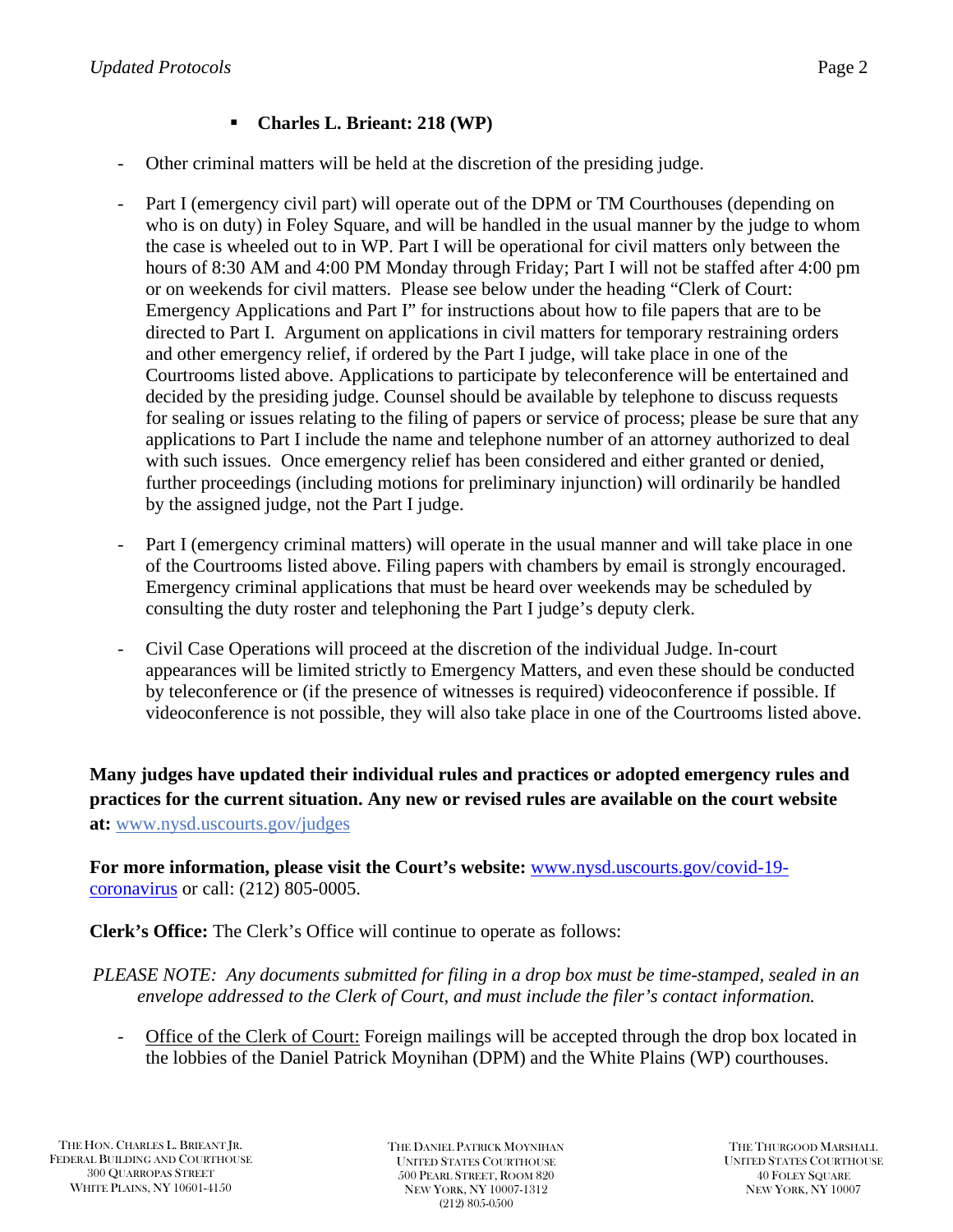- **Charles L. Brieant: 218 (WP)**

- Other criminal matters will be held at the discretion of the presiding judge.

- Part I (emergency civil part) will operate out of the DPM or TM Courthouses (depending on who is on duty) in Foley Square, and will be handled in the usual manner by the judge to whom the case is wheeled out to in WP. Part I will be operational for civil matters only between the hours of 8:30 AM and 4:00 PM Monday through Friday; Part I will not be staffed after 4:00 pm or on weekends for civil matters. Please see below under the heading "Clerk of Court: Emergency Applications and Part I" for instructions about how to file papers that are to be directed to Part I. Argument on applications in civil matters for temporary restraining orders and other emergency relief, if ordered by the Part I judge, will take place in one of the Courtrooms listed above. Applications to participate by teleconference will be entertained and decided by the presiding judge. Counsel should be available by telephone to discuss requests for sealing or issues relating to the filing of papers or service of process; please be sure that any applications to Part I include the name and telephone number of an attorney authorized to deal with such issues. Once emergency relief has been considered and either granted or denied, further proceedings (including motions for preliminary injunction) will ordinarily be handled by the assigned judge, not the Part I judge.

- Part I (emergency criminal matters) will operate in the usual manner and will take place in one of the Courtrooms listed above. Filing papers with chambers by email is strongly encouraged. Emergency criminal applications that must be heard over weekends may be scheduled by consulting the duty roster and telephoning the Part I judge's deputy clerk.

- Civil Case Operations will proceed at the discretion of the individual Judge. In-court appearances will be limited strictly to Emergency Matters, and even these should be conducted by teleconference or (if the presence of witnesses is required) videoconference if possible. If videoconference is not possible, they will also take place in one of the Courtrooms listed above.

**Many judges have updated their individual rules and practices or adopted emergency rules and practices for the current situation. Any new or revised rules are available on the court website at:** www.nysd.uscourts.gov/judges

**For more information, please visit the Court's website:** www.nysd.uscourts.gov/covid-19-coronavirus or call: (212) 805-0005.

**Clerk's Office:** The Clerk's Office will continue to operate as follows:

*PLEASE NOTE: Any documents submitted for filing in a drop box must be time-stamped, sealed in an envelope addressed to the Clerk of Court, and must include the filer's contact information.*

- Office of the Clerk of Court: Foreign mailings will be accepted through the drop box located in the lobbies of the Daniel Patrick Moynihan (DPM) and the White Plains (WP) courthouses.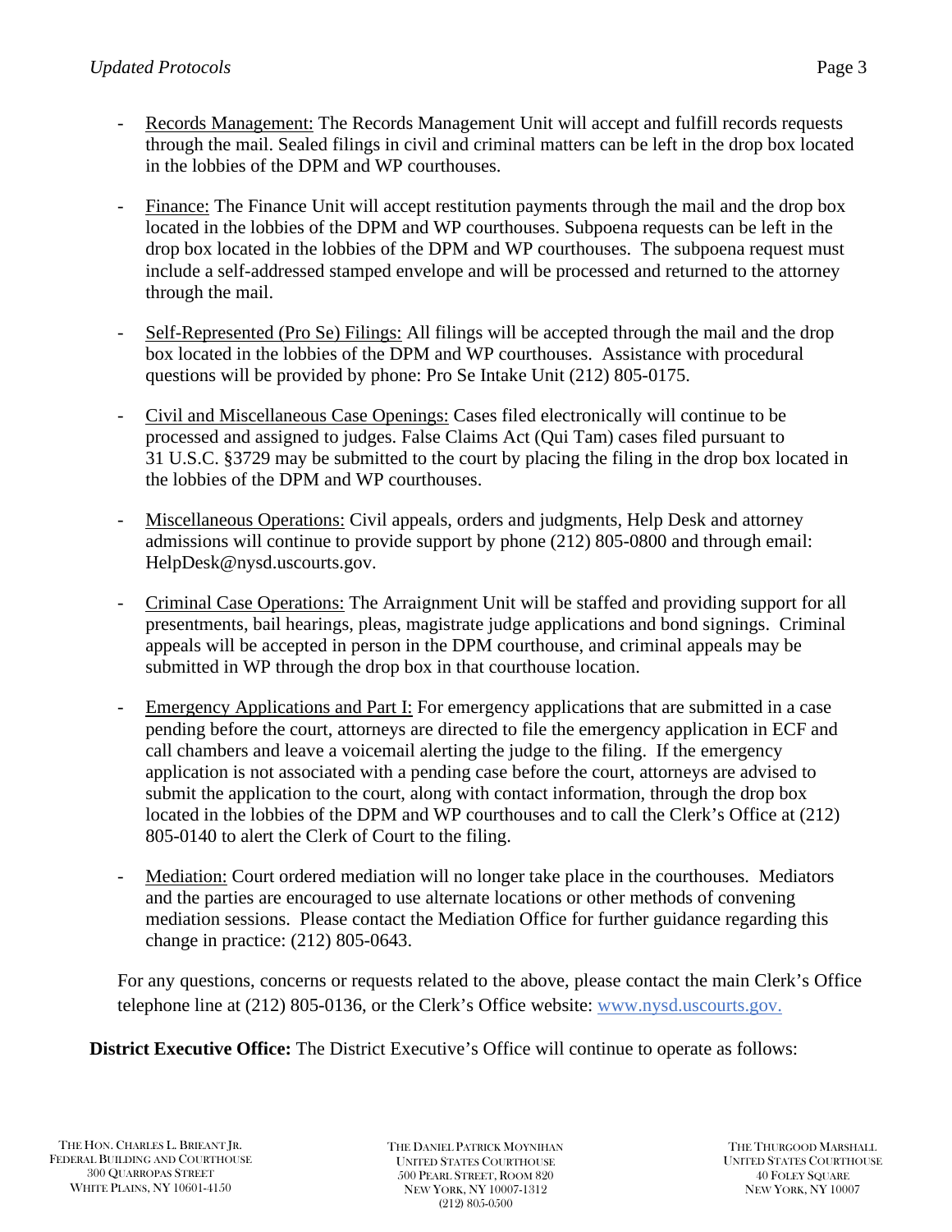- Records Management: The Records Management Unit will accept and fulfill records requests through the mail. Sealed filings in civil and criminal matters can be left in the drop box located in the lobbies of the DPM and WP courthouses.

- Finance: The Finance Unit will accept restitution payments through the mail and the drop box located in the lobbies of the DPM and WP courthouses. Subpoena requests can be left in the drop box located in the lobbies of the DPM and WP courthouses. The subpoena request must include a self-addressed stamped envelope and will be processed and returned to the attorney through the mail.

- Self-Represented (Pro Se) Filings: All filings will be accepted through the mail and the drop box located in the lobbies of the DPM and WP courthouses. Assistance with procedural questions will be provided by phone: Pro Se Intake Unit (212) 805-0175.

- Civil and Miscellaneous Case Openings: Cases filed electronically will continue to be processed and assigned to judges. False Claims Act (Qui Tam) cases filed pursuant to 31 U.S.C. §3729 may be submitted to the court by placing the filing in the drop box located in the lobbies of the DPM and WP courthouses.

- Miscellaneous Operations: Civil appeals, orders and judgments, Help Desk and attorney admissions will continue to provide support by phone (212) 805-0800 and through email: HelpDesk@nysd.uscourts.gov.

- Criminal Case Operations: The Arraignment Unit will be staffed and providing support for all presentments, bail hearings, pleas, magistrate judge applications and bond signings. Criminal appeals will be accepted in person in the DPM courthouse, and criminal appeals may be submitted in WP through the drop box in that courthouse location.

- Emergency Applications and Part I: For emergency applications that are submitted in a case pending before the court, attorneys are directed to file the emergency application in ECF and call chambers and leave a voicemail alerting the judge to the filing. If the emergency application is not associated with a pending case before the court, attorneys are advised to submit the application to the court, along with contact information, through the drop box located in the lobbies of the DPM and WP courthouses and to call the Clerk's Office at (212) 805-0140 to alert the Clerk of Court to the filing.

- Mediation: Court ordered mediation will no longer take place in the courthouses. Mediators and the parties are encouraged to use alternate locations or other methods of convening mediation sessions. Please contact the Mediation Office for further guidance regarding this change in practice: (212) 805-0643.

For any questions, concerns or requests related to the above, please contact the main Clerk's Office telephone line at (212) 805-0136, or the Clerk's Office website: www.nysd.uscourts.gov.

**District Executive Office:** The District Executive's Office will continue to operate as follows: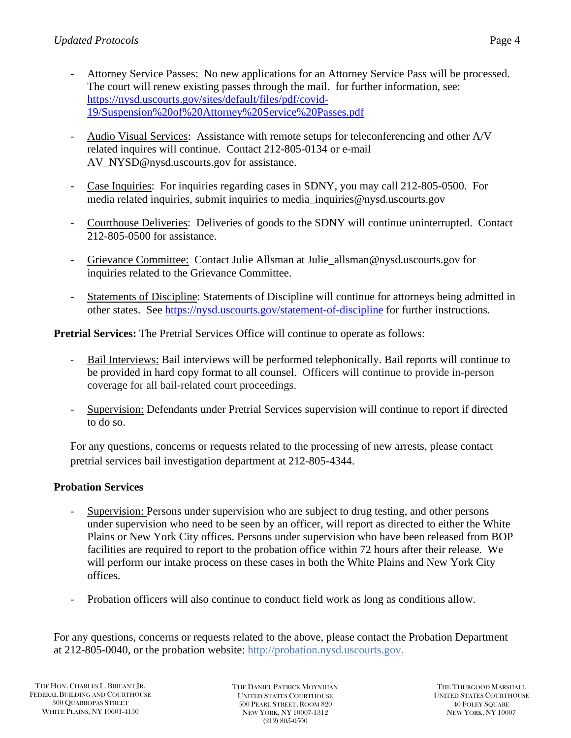- Attorney Service Passes: No new applications for an Attorney Service Pass will be processed. The court will renew existing passes through the mail. for further information, see: https://nysd.uscourts.gov/sites/default/files/pdf/covid-19/Suspension%20of%20Attorney%20Service%20Passes.pdf

- Audio Visual Services: Assistance with remote setups for teleconferencing and other A/V related inquires will continue. Contact 212-805-0134 or e-mail AV_NYSD@nysd.uscourts.gov for assistance.

- Case Inquiries: For inquiries regarding cases in SDNY, you may call 212-805-0500. For media related inquiries, submit inquiries to media_inquiries@nysd.uscourts.gov

- Courthouse Deliveries: Deliveries of goods to the SDNY will continue uninterrupted. Contact 212-805-0500 for assistance.

- Grievance Committee: Contact Julie Allsman at Julie_allsman@nysd.uscourts.gov for inquiries related to the Grievance Committee.

- Statements of Discipline: Statements of Discipline will continue for attorneys being admitted in other states. See https://nysd.uscourts.gov/statement-of-discipline for further instructions.

**Pretrial Services:** The Pretrial Services Office will continue to operate as follows:

- Bail Interviews: Bail interviews will be performed telephonically. Bail reports will continue to be provided in hard copy format to all counsel. Officers will continue to provide in-person coverage for all bail-related court proceedings.

- Supervision: Defendants under Pretrial Services supervision will continue to report if directed to do so.

For any questions, concerns or requests related to the processing of new arrests, please contact pretrial services bail investigation department at 212-805-4344.

**Probation Services**

- Supervision: Persons under supervision who are subject to drug testing, and other persons under supervision who need to be seen by an officer, will report as directed to either the White Plains or New York City offices. Persons under supervision who have been released from BOP facilities are required to report to the probation office within 72 hours after their release. We will perform our intake process on these cases in both the White Plains and New York City offices.

- Probation officers will also continue to conduct field work as long as conditions allow.

For any questions, concerns or requests related to the above, please contact the Probation Department at 212-805-0040, or the probation website: http://probation.nysd.uscourts.gov.